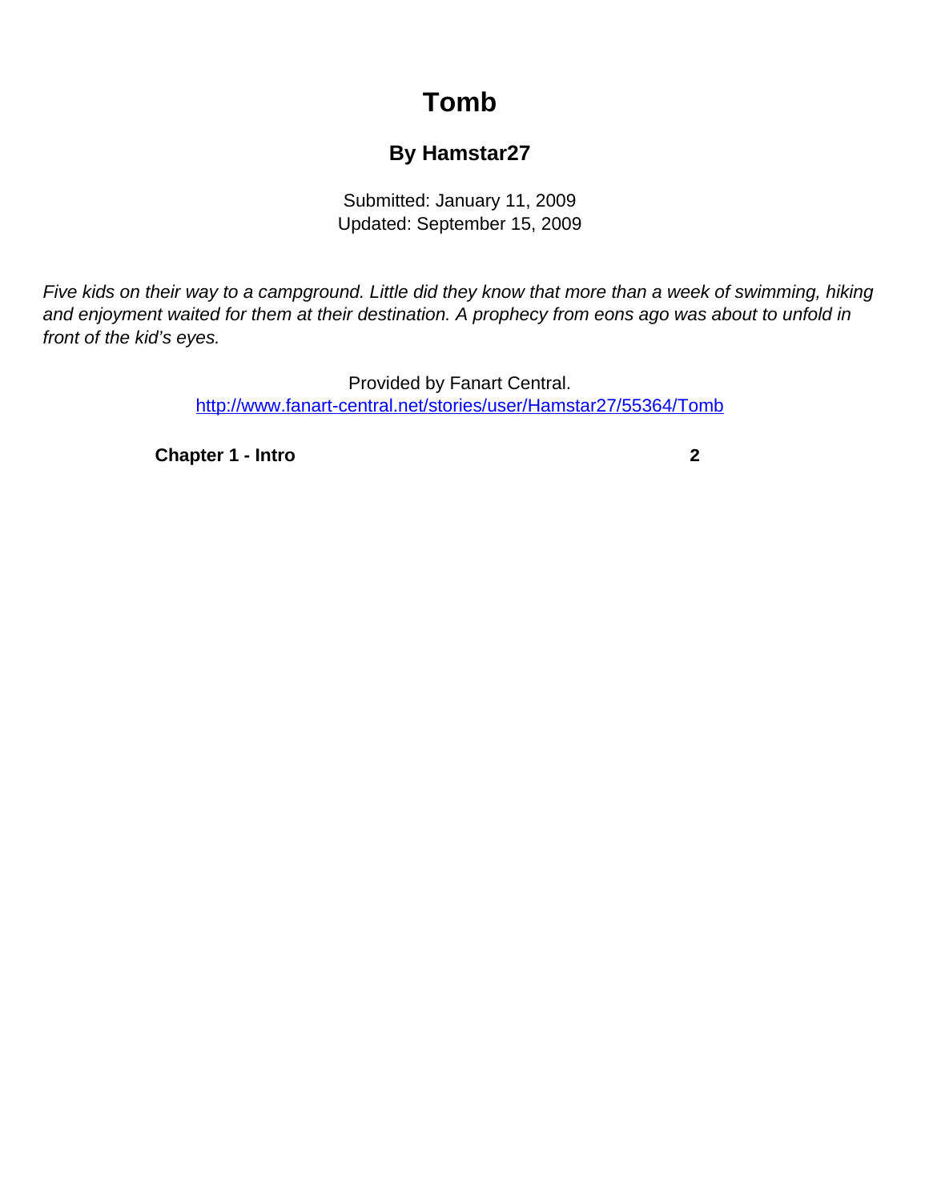# Tomb

### By Hamstar27

Submitted: January 11, 2009
Updated: September 15, 2009

*Five kids on their way to a campground. Little did they know that more than a week of swimming, hiking and enjoyment waited for them at their destination. A prophecy from eons ago was about to unfold in front of the kid's eyes.*

Provided by Fanart Central.
http://www.fanart-central.net/stories/user/Hamstar27/55364/Tomb

**Chapter 1 - Intro** **2**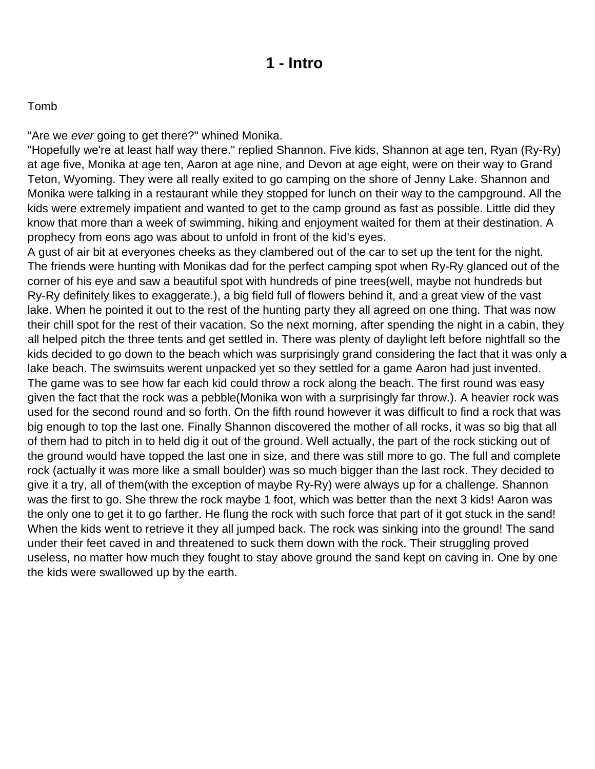# 1 - Intro

Tomb

"Are we *ever* going to get there?" whined Monika.

"Hopefully we're at least half way there." replied Shannon. Five kids, Shannon at age ten, Ryan (Ry-Ry) at age five, Monika at age ten, Aaron at age nine, and Devon at age eight, were on their way to Grand Teton, Wyoming. They were all really exited to go camping on the shore of Jenny Lake. Shannon and Monika were talking in a restaurant while they stopped for lunch on their way to the campground. All the kids were extremely impatient and wanted to get to the camp ground as fast as possible. Little did they know that more than a week of swimming, hiking and enjoyment waited for them at their destination. A prophecy from eons ago was about to unfold in front of the kid's eyes.

A gust of air bit at everyones cheeks as they clambered out of the car to set up the tent for the night. The friends were hunting with Monikas dad for the perfect camping spot when Ry-Ry glanced out of the corner of his eye and saw a beautiful spot with hundreds of pine trees(well, maybe not hundreds but Ry-Ry definitely likes to exaggerate.), a big field full of flowers behind it, and a great view of the vast lake. When he pointed it out to the rest of the hunting party they all agreed on one thing. That was now their chill spot for the rest of their vacation. So the next morning, after spending the night in a cabin, they all helped pitch the three tents and get settled in. There was plenty of daylight left before nightfall so the kids decided to go down to the beach which was surprisingly grand considering the fact that it was only a lake beach. The swimsuits werent unpacked yet so they settled for a game Aaron had just invented. The game was to see how far each kid could throw a rock along the beach. The first round was easy given the fact that the rock was a pebble(Monika won with a surprisingly far throw.). A heavier rock was used for the second round and so forth. On the fifth round however it was difficult to find a rock that was big enough to top the last one. Finally Shannon discovered the mother of all rocks, it was so big that all of them had to pitch in to held dig it out of the ground. Well actually, the part of the rock sticking out of the ground would have topped the last one in size, and there was still more to go. The full and complete rock (actually it was more like a small boulder) was so much bigger than the last rock. They decided to give it a try, all of them(with the exception of maybe Ry-Ry) were always up for a challenge. Shannon was the first to go. She threw the rock maybe 1 foot, which was better than the next 3 kids! Aaron was the only one to get it to go farther. He flung the rock with such force that part of it got stuck in the sand! When the kids went to retrieve it they all jumped back. The rock was sinking into the ground! The sand under their feet caved in and threatened to suck them down with the rock. Their struggling proved useless, no matter how much they fought to stay above ground the sand kept on caving in. One by one the kids were swallowed up by the earth.